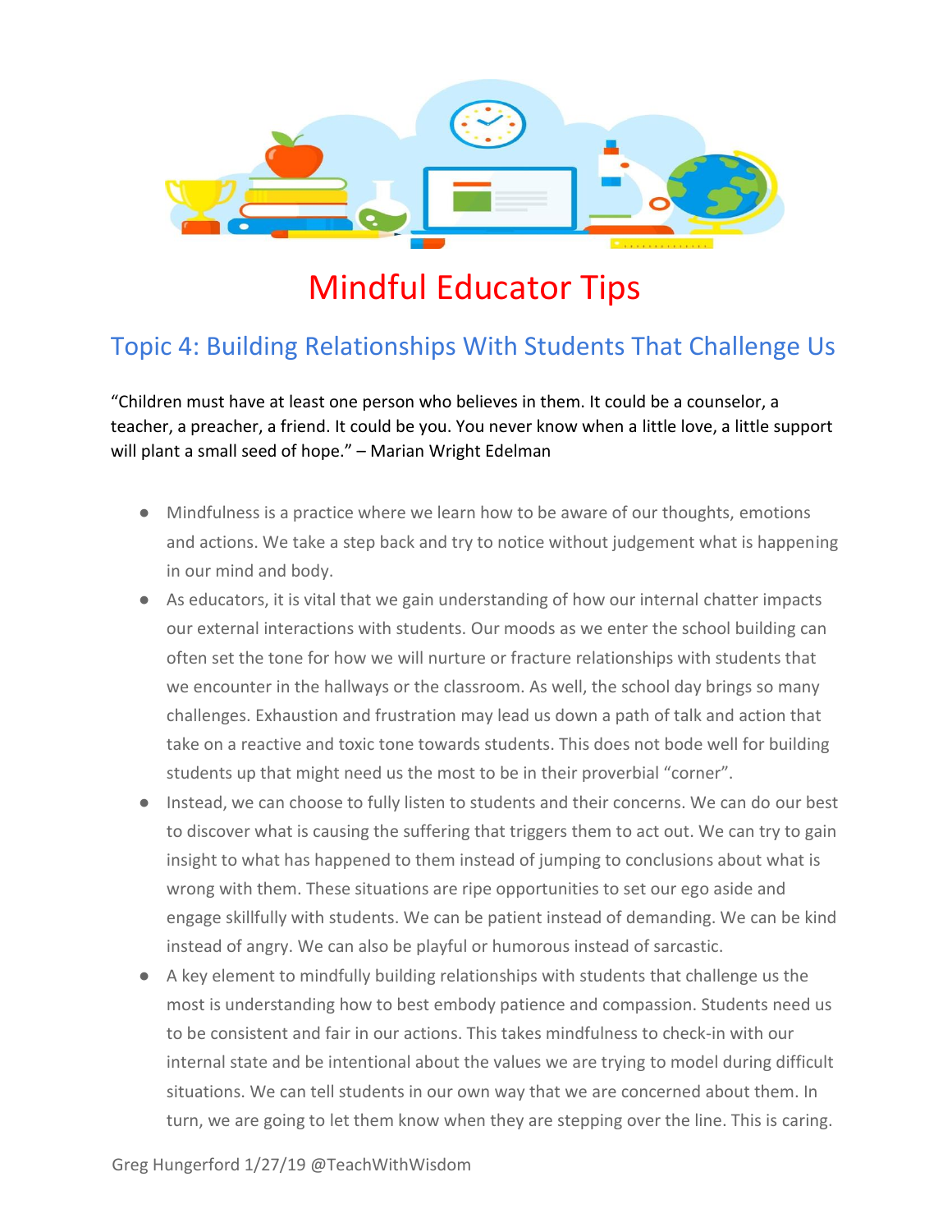# Mindful Educator Tips

## Topic 4: Building Relationships With Students That Challenge Us

"Children must have at least one person who believes in them. It could be a counselor, a teacher, a preacher, a friend. It could be you. You never know when a little love, a little support will plant a small seed of hope." – Marian Wright Edelman

- Mindfulness is a practice where we learn how to be aware of our thoughts, emotions and actions. We take a step back and try to notice without judgement what is happening in our mind and body.
- As educators, it is vital that we gain understanding of how our internal chatter impacts our external interactions with students. Our moods as we enter the school building can often set the tone for how we will nurture or fracture relationships with students that we encounter in the hallways or the classroom. As well, the school day brings so many challenges. Exhaustion and frustration may lead us down a path of talk and action that take on a reactive and toxic tone towards students. This does not bode well for building students up that might need us the most to be in their proverbial "corner".
- Instead, we can choose to fully listen to students and their concerns. We can do our best to discover what is causing the suffering that triggers them to act out. We can try to gain insight to what has happened to them instead of jumping to conclusions about what is wrong with them. These situations are ripe opportunities to set our ego aside and engage skillfully with students. We can be patient instead of demanding. We can be kind instead of angry. We can also be playful or humorous instead of sarcastic.
- A key element to mindfully building relationships with students that challenge us the most is understanding how to best embody patience and compassion. Students need us to be consistent and fair in our actions. This takes mindfulness to check-in with our internal state and be intentional about the values we are trying to model during difficult situations. We can tell students in our own way that we are concerned about them. In turn, we are going to let them know when they are stepping over the line. This is caring.

Greg Hungerford 1/27/19 @TeachWithWisdom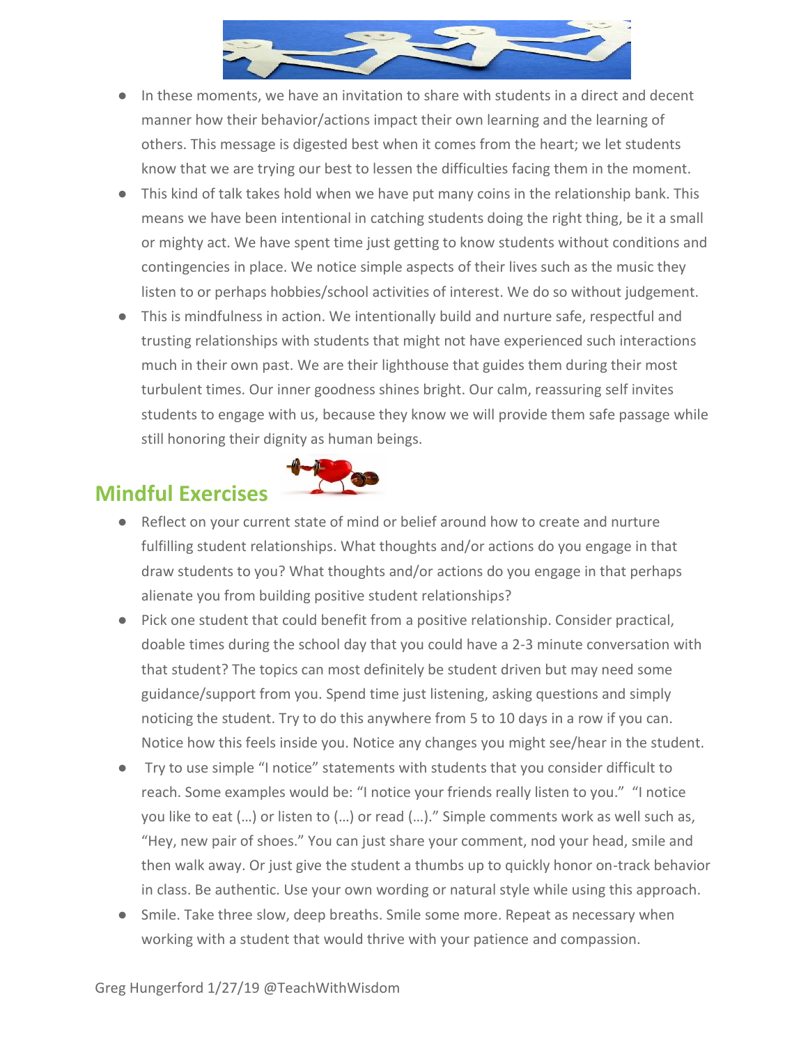- In these moments, we have an invitation to share with students in a direct and decent manner how their behavior/actions impact their own learning and the learning of others. This message is digested best when it comes from the heart; we let students know that we are trying our best to lessen the difficulties facing them in the moment.
- This kind of talk takes hold when we have put many coins in the relationship bank. This means we have been intentional in catching students doing the right thing, be it a small or mighty act. We have spent time just getting to know students without conditions and contingencies in place. We notice simple aspects of their lives such as the music they listen to or perhaps hobbies/school activities of interest. We do so without judgement.
- This is mindfulness in action. We intentionally build and nurture safe, respectful and trusting relationships with students that might not have experienced such interactions much in their own past. We are their lighthouse that guides them during their most turbulent times. Our inner goodness shines bright. Our calm, reassuring self invites students to engage with us, because they know we will provide them safe passage while still honoring their dignity as human beings.

## Mindful Exercises

- Reflect on your current state of mind or belief around how to create and nurture fulfilling student relationships. What thoughts and/or actions do you engage in that draw students to you? What thoughts and/or actions do you engage in that perhaps alienate you from building positive student relationships?
- Pick one student that could benefit from a positive relationship. Consider practical, doable times during the school day that you could have a 2-3 minute conversation with that student? The topics can most definitely be student driven but may need some guidance/support from you. Spend time just listening, asking questions and simply noticing the student. Try to do this anywhere from 5 to 10 days in a row if you can. Notice how this feels inside you. Notice any changes you might see/hear in the student.
- Try to use simple "I notice" statements with students that you consider difficult to reach. Some examples would be: "I notice your friends really listen to you." "I notice you like to eat (…) or listen to (…) or read (…)." Simple comments work as well such as, "Hey, new pair of shoes." You can just share your comment, nod your head, smile and then walk away. Or just give the student a thumbs up to quickly honor on-track behavior in class. Be authentic. Use your own wording or natural style while using this approach.
- Smile. Take three slow, deep breaths. Smile some more. Repeat as necessary when working with a student that would thrive with your patience and compassion.

Greg Hungerford 1/27/19 @TeachWithWisdom